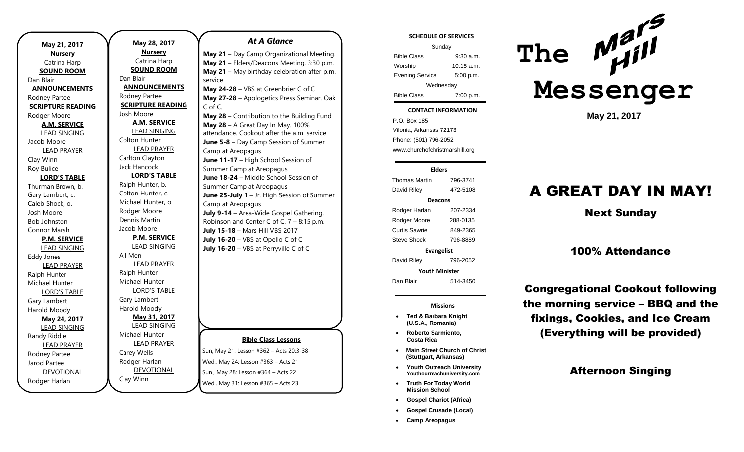**May 21, 2017**

**Nursery**
Catrina Harp

**SOUND ROOM**
Dan Blair

**ANNOUNCEMENTS**
Rodney Partee

**SCRIPTURE READING**
Rodger Moore

**A.M. SERVICE**

LEAD SINGING
Jacob Moore

LEAD PRAYER
Clay Winn
Roy Bulice

**LORD'S TABLE**
Thurman Brown, b.
Gary Lambert, c.
Caleb Shock, o.
Josh Moore
Bob Johnston
Connor Marsh

**P.M. SERVICE**

LEAD SINGING
Eddy Jones

LEAD PRAYER
Ralph Hunter
Michael Hunter

LORD'S TABLE
Gary Lambert
Harold Moody

**May 24, 2017**

LEAD SINGING
Randy Riddle

LEAD PRAYER
Rodney Partee
Jarod Partee

DEVOTIONAL
Rodger Harlan

**May 28, 2017**

**Nursery**
Catrina Harp

**SOUND ROOM**
Dan Blair

**ANNOUNCEMENTS**
Rodney Partee

**SCRIPTURE READING**
Josh Moore

**A.M. SERVICE**

LEAD SINGING
Colton Hunter

LEAD PRAYER
Carlton Clayton
Jack Hancock

**LORD'S TABLE**
Ralph Hunter, b.
Colton Hunter, c.
Michael Hunter, o.
Rodger Moore
Dennis Martin
Jacob Moore

**P.M. SERVICE**

LEAD SINGING
All Men

LEAD PRAYER
Ralph Hunter
Michael Hunter

LORD'S TABLE
Gary Lambert
Harold Moody

**May 31, 2017**

LEAD SINGING
Michael Hunter

LEAD PRAYER
Carey Wells
Rodger Harlan

DEVOTIONAL
Clay Winn

## *At A Glance*

**May 21** – Day Camp Organizational Meeting.
**May 21** – Elders/Deacons Meeting. 3:30 p.m.
**May 21** – May birthday celebration after p.m. service
**May 24-28** – VBS at Greenbrier C of C
**May 27-28** – Apologetics Press Seminar. Oak C of C.
**May 28** – Contribution to the Building Fund
**May 28** – A Great Day In May. 100% attendance. Cookout after the a.m. service
**June 5-8** – Day Camp Session of Summer Camp at Areopagus
**June 11-17** – High School Session of Summer Camp at Areopagus
**June 18-24** – Middle School Session of Summer Camp at Areopagus
**June 25-July 1** – Jr. High Session of Summer Camp at Areopagus
**July 9-14** – Area-Wide Gospel Gathering. Robinson and Center C of C. 7 – 8:15 p.m.
**July 15-18** – Mars Hill VBS 2017
**July 16-20** – VBS at Opello C of C
**July 16-20** – VBS at Perryville C of C

**Bible Class Lessons**

Sun, May 21: Lesson #362 – Acts 20:3-38
Wed., May 24: Lesson #363 – Acts 21
Sun., May 28: Lesson #364 – Acts 22
Wed., May 31: Lesson #365 – Acts 23

**SCHEDULE OF SERVICES**

| Sunday | |
|---|---|
| Bible Class | 9:30 a.m. |
| Worship | 10:15 a.m. |
| Evening Service | 5:00 p.m. |
| Wednesday | |
| Bible Class | 7:00 p.m. |

**CONTACT INFORMATION**

P.O. Box 185
Vilonia, Arkansas 72173
Phone: (501) 796-2052
www.churchofchristmarshill.org

**Elders**

| | |
|---|---|
| Thomas Martin | 796-3741 |
| David Riley | 472-5108 |

**Deacons**

| | |
|---|---|
| Rodger Harlan | 207-2334 |
| Rodger Moore | 288-0135 |
| Curtis Sawrie | 849-2365 |
| Steve Shock | 796-8889 |

**Evangelist**

| | |
|---|---|
| David Riley | 796-2052 |

**Youth Minister**

| | |
|---|---|
| Dan Blair | 514-3450 |

**Missions**

- **Ted & Barbara Knight (U.S.A., Romania)**
- **Roberto Sarmiento, Costa Rica**
- **Main Street Church of Christ (Stuttgart, Arkansas)**
- **Youth Outreach University Youthourreachuniversity.com**
- **Truth For Today World Mission School**
- **Gospel Chariot (Africa)**
- **Gospel Crusade (Local)**
- **Camp Areopagus**

# The Mars Hill Messenger

**May 21, 2017**

# A GREAT DAY IN MAY!

## Next Sunday

## 100% Attendance

## Congregational Cookout following the morning service – BBQ and the fixings, Cookies, and Ice Cream (Everything will be provided)

## Afternoon Singing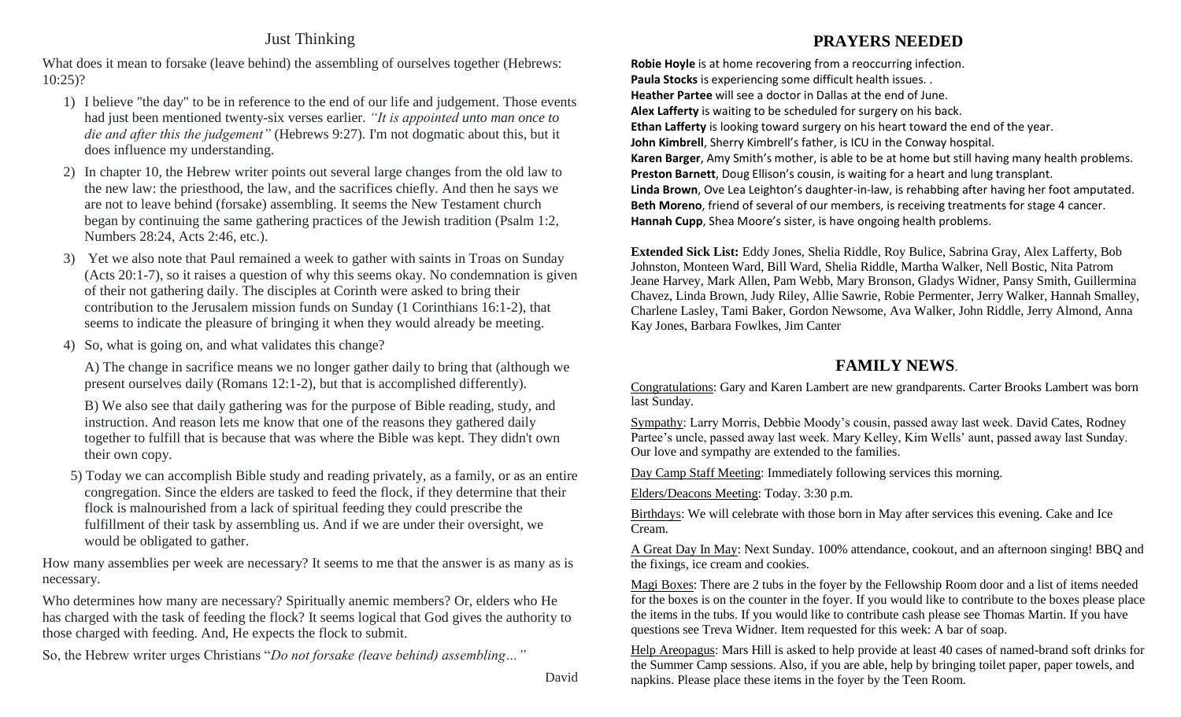## Just Thinking

What does it mean to forsake (leave behind) the assembling of ourselves together (Hebrews: 10:25)?

1) I believe "the day" to be in reference to the end of our life and judgement. Those events had just been mentioned twenty-six verses earlier. *"It is appointed unto man once to die and after this the judgement"* (Hebrews 9:27). I'm not dogmatic about this, but it does influence my understanding.
2) In chapter 10, the Hebrew writer points out several large changes from the old law to the new law: the priesthood, the law, and the sacrifices chiefly. And then he says we are not to leave behind (forsake) assembling. It seems the New Testament church began by continuing the same gathering practices of the Jewish tradition (Psalm 1:2, Numbers 28:24, Acts 2:46, etc.).
3) Yet we also note that Paul remained a week to gather with saints in Troas on Sunday (Acts 20:1-7), so it raises a question of why this seems okay. No condemnation is given of their not gathering daily. The disciples at Corinth were asked to bring their contribution to the Jerusalem mission funds on Sunday (1 Corinthians 16:1-2), that seems to indicate the pleasure of bringing it when they would already be meeting.
4) So, what is going on, and what validates this change?

   A) The change in sacrifice means we no longer gather daily to bring that (although we present ourselves daily (Romans 12:1-2), but that is accomplished differently).

   B) We also see that daily gathering was for the purpose of Bible reading, study, and instruction. And reason lets me know that one of the reasons they gathered daily together to fulfill that is because that was where the Bible was kept. They didn't own their own copy.
5) Today we can accomplish Bible study and reading privately, as a family, or as an entire congregation. Since the elders are tasked to feed the flock, if they determine that their flock is malnourished from a lack of spiritual feeding they could prescribe the fulfillment of their task by assembling us. And if we are under their oversight, we would be obligated to gather.

How many assemblies per week are necessary? It seems to me that the answer is as many as is necessary.

Who determines how many are necessary? Spiritually anemic members? Or, elders who He has charged with the task of feeding the flock? It seems logical that God gives the authority to those charged with feeding. And, He expects the flock to submit.

So, the Hebrew writer urges Christians "*Do not forsake (leave behind) assembling…"*

David

## PRAYERS NEEDED

**Robie Hoyle** is at home recovering from a reoccurring infection.
**Paula Stocks** is experiencing some difficult health issues. .
**Heather Partee** will see a doctor in Dallas at the end of June.
**Alex Lafferty** is waiting to be scheduled for surgery on his back.
**Ethan Lafferty** is looking toward surgery on his heart toward the end of the year.
**John Kimbrell**, Sherry Kimbrell's father, is ICU in the Conway hospital.
**Karen Barger**, Amy Smith's mother, is able to be at home but still having many health problems.
**Preston Barnett**, Doug Ellison's cousin, is waiting for a heart and lung transplant.
**Linda Brown**, Ove Lea Leighton's daughter-in-law, is rehabbing after having her foot amputated.
**Beth Moreno**, friend of several of our members, is receiving treatments for stage 4 cancer.
**Hannah Cupp**, Shea Moore's sister, is have ongoing health problems.

**Extended Sick List:** Eddy Jones, Shelia Riddle, Roy Bulice, Sabrina Gray, Alex Lafferty, Bob Johnston, Monteen Ward, Bill Ward, Shelia Riddle, Martha Walker, Nell Bostic, Nita Patrom Jeane Harvey, Mark Allen, Pam Webb, Mary Bronson, Gladys Widner, Pansy Smith, Guillermina Chavez, Linda Brown, Judy Riley, Allie Sawrie, Robie Permenter, Jerry Walker, Hannah Smalley, Charlene Lasley, Tami Baker, Gordon Newsome, Ava Walker, John Riddle, Jerry Almond, Anna Kay Jones, Barbara Fowlkes, Jim Canter

## FAMILY NEWS.

Congratulations: Gary and Karen Lambert are new grandparents. Carter Brooks Lambert was born last Sunday.

Sympathy: Larry Morris, Debbie Moody's cousin, passed away last week. David Cates, Rodney Partee's uncle, passed away last week. Mary Kelley, Kim Wells' aunt, passed away last Sunday. Our love and sympathy are extended to the families.

Day Camp Staff Meeting: Immediately following services this morning.

Elders/Deacons Meeting: Today. 3:30 p.m.

Birthdays: We will celebrate with those born in May after services this evening. Cake and Ice Cream.

A Great Day In May: Next Sunday. 100% attendance, cookout, and an afternoon singing! BBQ and the fixings, ice cream and cookies.

Magi Boxes: There are 2 tubs in the foyer by the Fellowship Room door and a list of items needed for the boxes is on the counter in the foyer. If you would like to contribute to the boxes please place the items in the tubs. If you would like to contribute cash please see Thomas Martin. If you have questions see Treva Widner. Item requested for this week: A bar of soap.

Help Areopagus: Mars Hill is asked to help provide at least 40 cases of named-brand soft drinks for the Summer Camp sessions. Also, if you are able, help by bringing toilet paper, paper towels, and napkins. Please place these items in the foyer by the Teen Room.